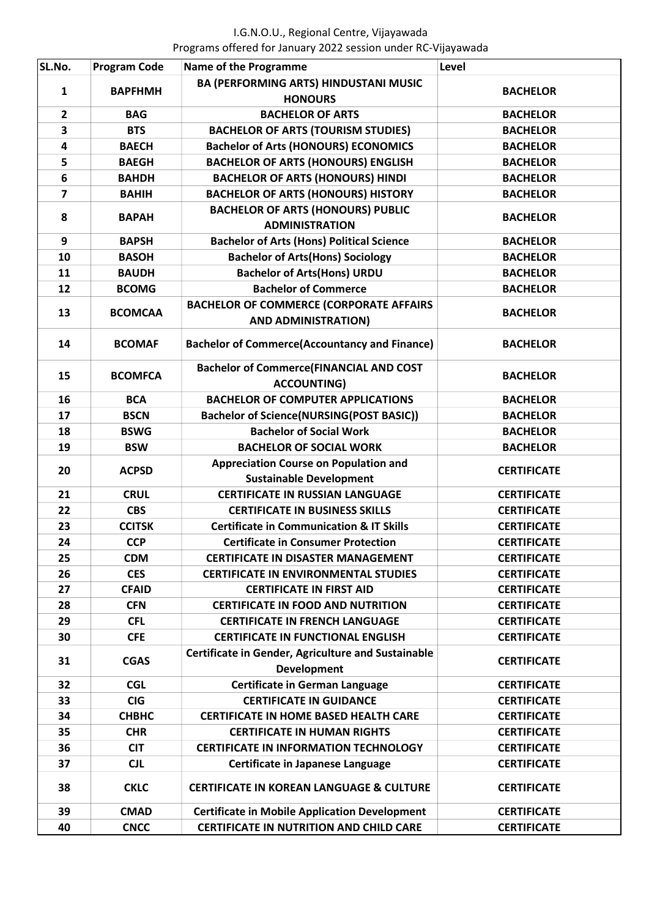I.G.N.O.U., Regional Centre, Vijayawada

Programs offered for January 2022 session under RC-Vijayawada

| SL.No. | Program Code | Name of the Programme | Level |
|---|---|---|---|
| 1 | BAPFHMH | BA (PERFORMING ARTS) HINDUSTANI MUSIC HONOURS | BACHELOR |
| 2 | BAG | BACHELOR OF ARTS | BACHELOR |
| 3 | BTS | BACHELOR OF ARTS (TOURISM STUDIES) | BACHELOR |
| 4 | BAECH | Bachelor of Arts (HONOURS) ECONOMICS | BACHELOR |
| 5 | BAEGH | BACHELOR OF ARTS (HONOURS) ENGLISH | BACHELOR |
| 6 | BAHDH | BACHELOR OF ARTS (HONOURS) HINDI | BACHELOR |
| 7 | BAHIH | BACHELOR OF ARTS (HONOURS) HISTORY | BACHELOR |
| 8 | BAPAH | BACHELOR OF ARTS (HONOURS) PUBLIC ADMINISTRATION | BACHELOR |
| 9 | BAPSH | Bachelor of Arts (Hons) Political Science | BACHELOR |
| 10 | BASOH | Bachelor of Arts(Hons) Sociology | BACHELOR |
| 11 | BAUDH | Bachelor of Arts(Hons) URDU | BACHELOR |
| 12 | BCOMG | Bachelor of Commerce | BACHELOR |
| 13 | BCOMCAA | BACHELOR OF COMMERCE (CORPORATE AFFAIRS AND ADMINISTRATION) | BACHELOR |
| 14 | BCOMAF | Bachelor of Commerce(Accountancy and Finance) | BACHELOR |
| 15 | BCOMFCA | Bachelor of Commerce(FINANCIAL AND COST ACCOUNTING) | BACHELOR |
| 16 | BCA | BACHELOR OF COMPUTER APPLICATIONS | BACHELOR |
| 17 | BSCN | Bachelor of Science(NURSING(POST BASIC)) | BACHELOR |
| 18 | BSWG | Bachelor of Social Work | BACHELOR |
| 19 | BSW | BACHELOR OF SOCIAL WORK | BACHELOR |
| 20 | ACPSD | Appreciation Course on Population and Sustainable Development | CERTIFICATE |
| 21 | CRUL | CERTIFICATE IN RUSSIAN LANGUAGE | CERTIFICATE |
| 22 | CBS | CERTIFICATE IN BUSINESS SKILLS | CERTIFICATE |
| 23 | CCITSK | Certificate in Communication & IT Skills | CERTIFICATE |
| 24 | CCP | Certificate in Consumer Protection | CERTIFICATE |
| 25 | CDM | CERTIFICATE IN DISASTER MANAGEMENT | CERTIFICATE |
| 26 | CES | CERTIFICATE IN ENVIRONMENTAL STUDIES | CERTIFICATE |
| 27 | CFAID | CERTIFICATE IN FIRST AID | CERTIFICATE |
| 28 | CFN | CERTIFICATE IN FOOD AND NUTRITION | CERTIFICATE |
| 29 | CFL | CERTIFICATE IN FRENCH LANGUAGE | CERTIFICATE |
| 30 | CFE | CERTIFICATE IN FUNCTIONAL ENGLISH | CERTIFICATE |
| 31 | CGAS | Certificate in Gender, Agriculture and Sustainable Development | CERTIFICATE |
| 32 | CGL | Certificate in German Language | CERTIFICATE |
| 33 | CIG | CERTIFICATE IN GUIDANCE | CERTIFICATE |
| 34 | CHBHC | CERTIFICATE IN HOME BASED HEALTH CARE | CERTIFICATE |
| 35 | CHR | CERTIFICATE IN HUMAN RIGHTS | CERTIFICATE |
| 36 | CIT | CERTIFICATE IN INFORMATION TECHNOLOGY | CERTIFICATE |
| 37 | CJL | Certificate in Japanese Language | CERTIFICATE |
| 38 | CKLC | CERTIFICATE IN KOREAN LANGUAGE & CULTURE | CERTIFICATE |
| 39 | CMAD | Certificate in Mobile Application Development | CERTIFICATE |
| 40 | CNCC | CERTIFICATE IN NUTRITION AND CHILD CARE | CERTIFICATE |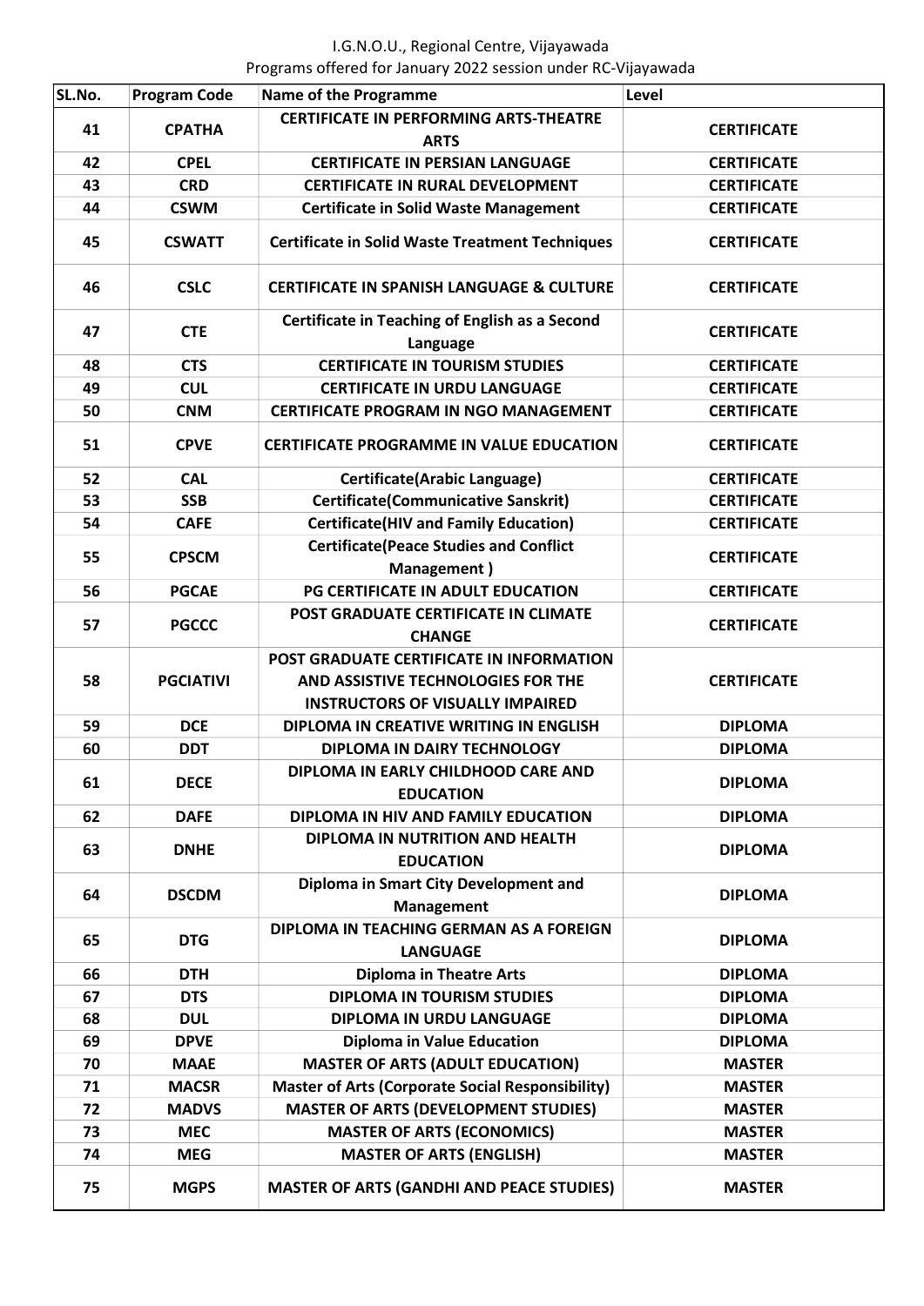I.G.N.O.U., Regional Centre, Vijayawada
Programs offered for January 2022 session under RC-Vijayawada

| SL.No. | Program Code | Name of the Programme | Level |
|---|---|---|---|
| 41 | CPATHA | CERTIFICATE IN PERFORMING ARTS-THEATRE ARTS | CERTIFICATE |
| 42 | CPEL | CERTIFICATE IN PERSIAN LANGUAGE | CERTIFICATE |
| 43 | CRD | CERTIFICATE IN RURAL DEVELOPMENT | CERTIFICATE |
| 44 | CSWM | Certificate in Solid Waste Management | CERTIFICATE |
| 45 | CSWATT | Certificate in Solid Waste Treatment Techniques | CERTIFICATE |
| 46 | CSLC | CERTIFICATE IN SPANISH LANGUAGE & CULTURE | CERTIFICATE |
| 47 | CTE | Certificate in Teaching of English as a Second Language | CERTIFICATE |
| 48 | CTS | CERTIFICATE IN TOURISM STUDIES | CERTIFICATE |
| 49 | CUL | CERTIFICATE IN URDU LANGUAGE | CERTIFICATE |
| 50 | CNM | CERTIFICATE PROGRAM IN NGO MANAGEMENT | CERTIFICATE |
| 51 | CPVE | CERTIFICATE PROGRAMME IN VALUE EDUCATION | CERTIFICATE |
| 52 | CAL | Certificate(Arabic Language) | CERTIFICATE |
| 53 | SSB | Certificate(Communicative Sanskrit) | CERTIFICATE |
| 54 | CAFE | Certificate(HIV and Family Education) | CERTIFICATE |
| 55 | CPSCM | Certificate(Peace Studies and Conflict Management ) | CERTIFICATE |
| 56 | PGCAE | PG CERTIFICATE IN ADULT EDUCATION | CERTIFICATE |
| 57 | PGCCC | POST GRADUATE CERTIFICATE IN CLIMATE CHANGE | CERTIFICATE |
| 58 | PGCIATIVI | POST GRADUATE CERTIFICATE IN INFORMATION AND ASSISTIVE TECHNOLOGIES FOR THE INSTRUCTORS OF VISUALLY IMPAIRED | CERTIFICATE |
| 59 | DCE | DIPLOMA IN CREATIVE WRITING IN ENGLISH | DIPLOMA |
| 60 | DDT | DIPLOMA IN DAIRY TECHNOLOGY | DIPLOMA |
| 61 | DECE | DIPLOMA IN EARLY CHILDHOOD CARE AND EDUCATION | DIPLOMA |
| 62 | DAFE | DIPLOMA IN HIV AND FAMILY EDUCATION | DIPLOMA |
| 63 | DNHE | DIPLOMA IN NUTRITION AND HEALTH EDUCATION | DIPLOMA |
| 64 | DSCDM | Diploma in Smart City Development and Management | DIPLOMA |
| 65 | DTG | DIPLOMA IN TEACHING GERMAN AS A FOREIGN LANGUAGE | DIPLOMA |
| 66 | DTH | Diploma in Theatre Arts | DIPLOMA |
| 67 | DTS | DIPLOMA IN TOURISM STUDIES | DIPLOMA |
| 68 | DUL | DIPLOMA IN URDU LANGUAGE | DIPLOMA |
| 69 | DPVE | Diploma in Value Education | DIPLOMA |
| 70 | MAAE | MASTER OF ARTS (ADULT EDUCATION) | MASTER |
| 71 | MACSR | Master of Arts (Corporate Social Responsibility) | MASTER |
| 72 | MADVS | MASTER OF ARTS (DEVELOPMENT STUDIES) | MASTER |
| 73 | MEC | MASTER OF ARTS (ECONOMICS) | MASTER |
| 74 | MEG | MASTER OF ARTS (ENGLISH) | MASTER |
| 75 | MGPS | MASTER OF ARTS (GANDHI AND PEACE STUDIES) | MASTER |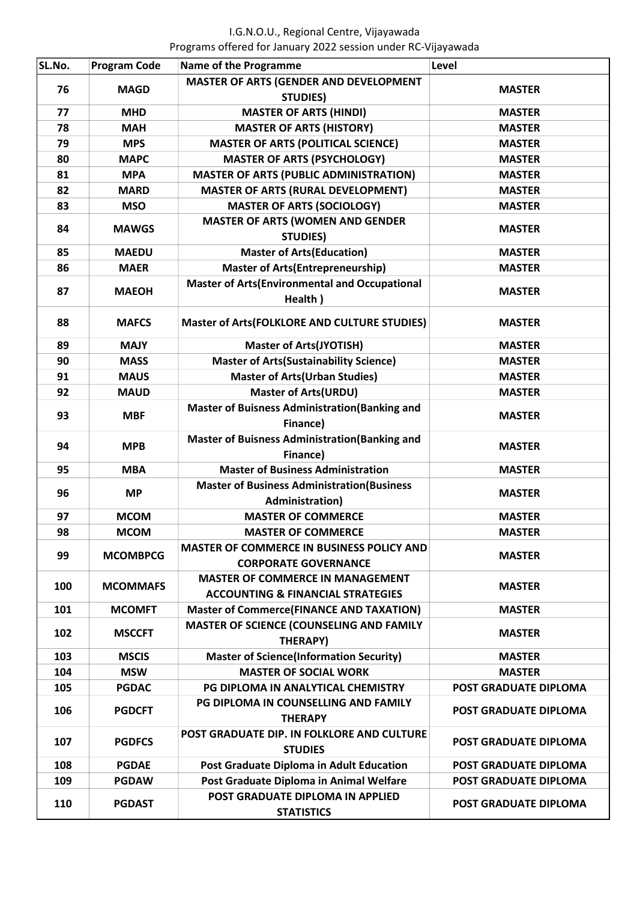I.G.N.O.U., Regional Centre, Vijayawada
Programs offered for January 2022 session under RC-Vijayawada

| SL.No. | Program Code | Name of the Programme | Level |
|---|---|---|---|
| 76 | MAGD | MASTER OF ARTS (GENDER AND DEVELOPMENT STUDIES) | MASTER |
| 77 | MHD | MASTER OF ARTS (HINDI) | MASTER |
| 78 | MAH | MASTER OF ARTS (HISTORY) | MASTER |
| 79 | MPS | MASTER OF ARTS (POLITICAL SCIENCE) | MASTER |
| 80 | MAPC | MASTER OF ARTS (PSYCHOLOGY) | MASTER |
| 81 | MPA | MASTER OF ARTS (PUBLIC ADMINISTRATION) | MASTER |
| 82 | MARD | MASTER OF ARTS (RURAL DEVELOPMENT) | MASTER |
| 83 | MSO | MASTER OF ARTS (SOCIOLOGY) | MASTER |
| 84 | MAWGS | MASTER OF ARTS (WOMEN AND GENDER STUDIES) | MASTER |
| 85 | MAEDU | Master of Arts(Education) | MASTER |
| 86 | MAER | Master of Arts(Entrepreneurship) | MASTER |
| 87 | MAEOH | Master of Arts(Environmental and Occupational Health ) | MASTER |
| 88 | MAFCS | Master of Arts(FOLKLORE AND CULTURE STUDIES) | MASTER |
| 89 | MAJY | Master of Arts(JYOTISH) | MASTER |
| 90 | MASS | Master of Arts(Sustainability Science) | MASTER |
| 91 | MAUS | Master of Arts(Urban Studies) | MASTER |
| 92 | MAUD | Master of Arts(URDU) | MASTER |
| 93 | MBF | Master of Buisness Administration(Banking and Finance) | MASTER |
| 94 | MPB | Master of Buisness Administration(Banking and Finance) | MASTER |
| 95 | MBA | Master of Business Administration | MASTER |
| 96 | MP | Master of Business Administration(Business Administration) | MASTER |
| 97 | MCOM | MASTER OF COMMERCE | MASTER |
| 98 | MCOM | MASTER OF COMMERCE | MASTER |
| 99 | MCOMBPCG | MASTER OF COMMERCE IN BUSINESS POLICY AND CORPORATE GOVERNANCE | MASTER |
| 100 | MCOMMAFS | MASTER OF COMMERCE IN MANAGEMENT ACCOUNTING & FINANCIAL STRATEGIES | MASTER |
| 101 | MCOMFT | Master of Commerce(FINANCE AND TAXATION) | MASTER |
| 102 | MSCCFT | MASTER OF SCIENCE (COUNSELING AND FAMILY THERAPY) | MASTER |
| 103 | MSCIS | Master of Science(Information Security) | MASTER |
| 104 | MSW | MASTER OF SOCIAL WORK | MASTER |
| 105 | PGDAC | PG DIPLOMA IN ANALYTICAL CHEMISTRY | POST GRADUATE DIPLOMA |
| 106 | PGDCFT | PG DIPLOMA IN COUNSELLING AND FAMILY THERAPY | POST GRADUATE DIPLOMA |
| 107 | PGDFCS | POST GRADUATE DIP. IN FOLKLORE AND CULTURE STUDIES | POST GRADUATE DIPLOMA |
| 108 | PGDAE | Post Graduate Diploma in Adult Education | POST GRADUATE DIPLOMA |
| 109 | PGDAW | Post Graduate Diploma in Animal Welfare | POST GRADUATE DIPLOMA |
| 110 | PGDAST | POST GRADUATE DIPLOMA IN APPLIED STATISTICS | POST GRADUATE DIPLOMA |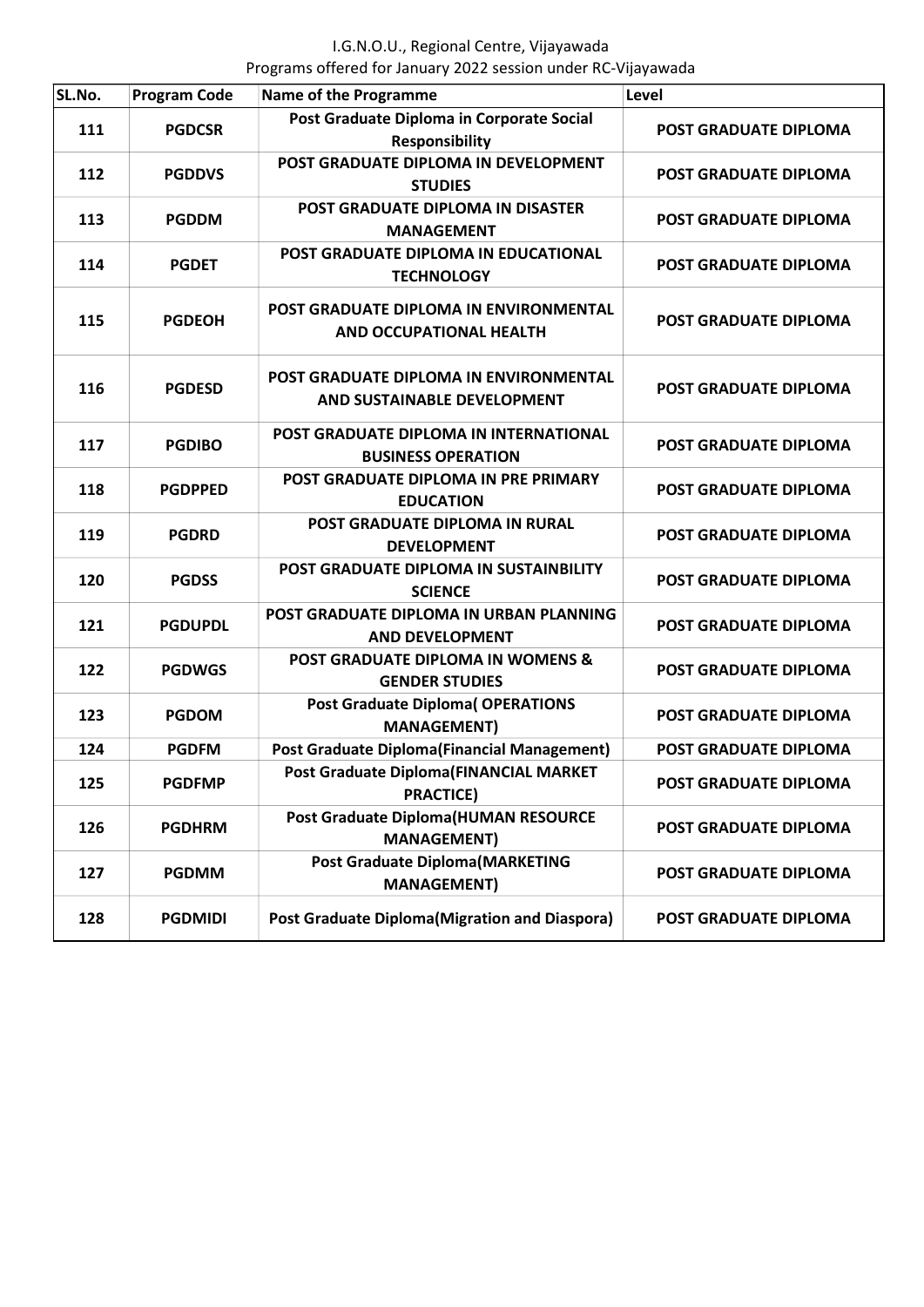I.G.N.O.U., Regional Centre, Vijayawada
Programs offered for January 2022 session under RC-Vijayawada

| SL.No. | Program Code | Name of the Programme | Level |
|---|---|---|---|
| 111 | PGDCSR | Post Graduate Diploma in Corporate Social Responsibility | POST GRADUATE DIPLOMA |
| 112 | PGDDVS | POST GRADUATE DIPLOMA IN DEVELOPMENT STUDIES | POST GRADUATE DIPLOMA |
| 113 | PGDDM | POST GRADUATE DIPLOMA IN DISASTER MANAGEMENT | POST GRADUATE DIPLOMA |
| 114 | PGDET | POST GRADUATE DIPLOMA IN EDUCATIONAL TECHNOLOGY | POST GRADUATE DIPLOMA |
| 115 | PGDEOH | POST GRADUATE DIPLOMA IN ENVIRONMENTAL AND OCCUPATIONAL HEALTH | POST GRADUATE DIPLOMA |
| 116 | PGDESD | POST GRADUATE DIPLOMA IN ENVIRONMENTAL AND SUSTAINABLE DEVELOPMENT | POST GRADUATE DIPLOMA |
| 117 | PGDIBO | POST GRADUATE DIPLOMA IN INTERNATIONAL BUSINESS OPERATION | POST GRADUATE DIPLOMA |
| 118 | PGDPPED | POST GRADUATE DIPLOMA IN PRE PRIMARY EDUCATION | POST GRADUATE DIPLOMA |
| 119 | PGDRD | POST GRADUATE DIPLOMA IN RURAL DEVELOPMENT | POST GRADUATE DIPLOMA |
| 120 | PGDSS | POST GRADUATE DIPLOMA IN SUSTAINBILITY SCIENCE | POST GRADUATE DIPLOMA |
| 121 | PGDUPDL | POST GRADUATE DIPLOMA IN URBAN PLANNING AND DEVELOPMENT | POST GRADUATE DIPLOMA |
| 122 | PGDWGS | POST GRADUATE DIPLOMA IN WOMENS & GENDER STUDIES | POST GRADUATE DIPLOMA |
| 123 | PGDOM | Post Graduate Diploma( OPERATIONS MANAGEMENT) | POST GRADUATE DIPLOMA |
| 124 | PGDFM | Post Graduate Diploma(Financial Management) | POST GRADUATE DIPLOMA |
| 125 | PGDFMP | Post Graduate Diploma(FINANCIAL MARKET PRACTICE) | POST GRADUATE DIPLOMA |
| 126 | PGDHRM | Post Graduate Diploma(HUMAN RESOURCE MANAGEMENT) | POST GRADUATE DIPLOMA |
| 127 | PGDMM | Post Graduate Diploma(MARKETING MANAGEMENT) | POST GRADUATE DIPLOMA |
| 128 | PGDMIDI | Post Graduate Diploma(Migration and Diaspora) | POST GRADUATE DIPLOMA |